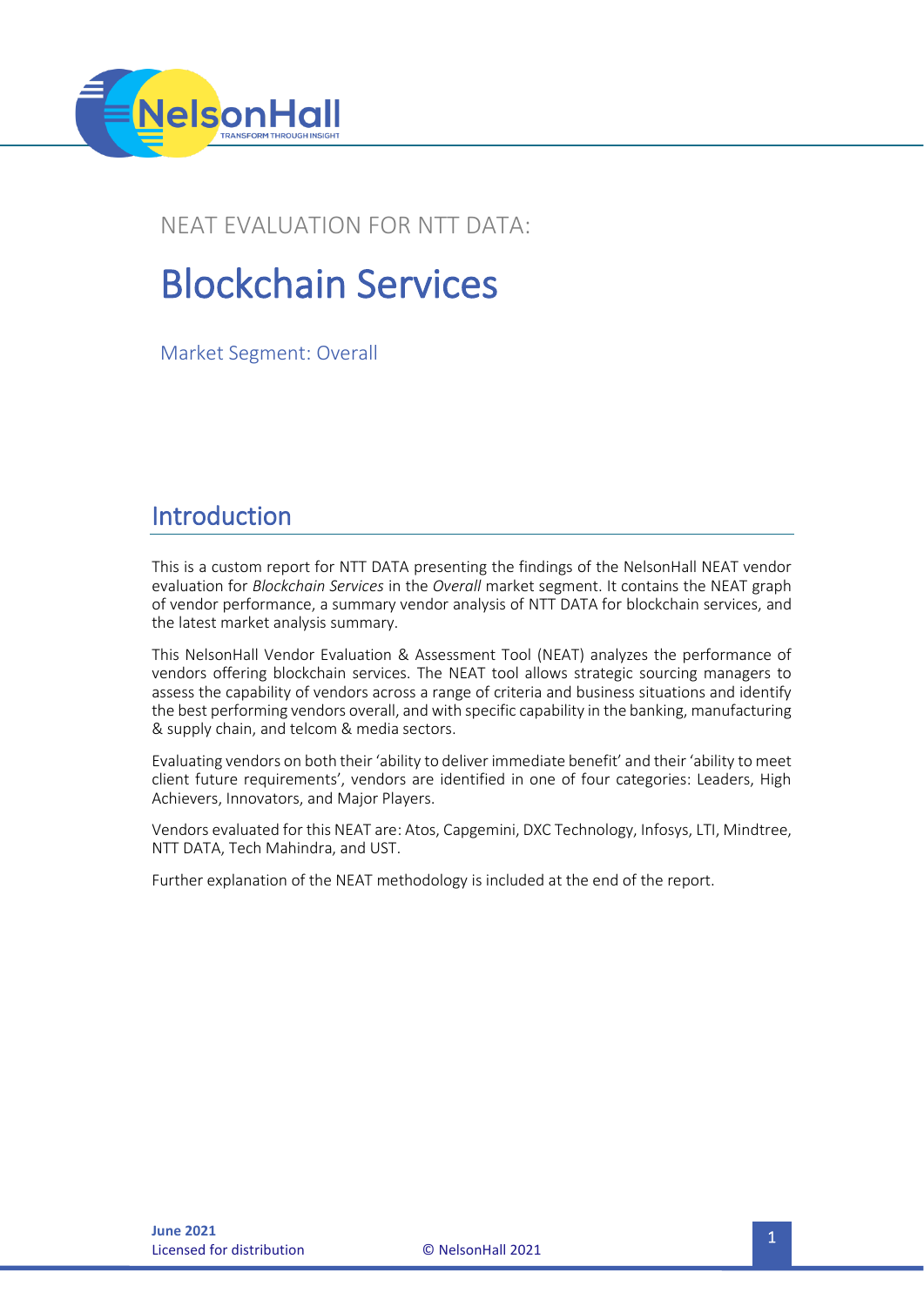NEAT EVALUATION FOR NTT DATA:

# Blockchain Services

Market Segment: Overall

## Introduction

This is a custom report for NTT DATA presenting the findings of the NelsonHall NEAT vendor evaluation for *Blockchain Services* in the *Overall* market segment. It contains the NEAT graph of vendor performance, a summary vendor analysis of NTT DATA for blockchain services, and the latest market analysis summary.

This NelsonHall Vendor Evaluation & Assessment Tool (NEAT) analyzes the performance of vendors offering blockchain services. The NEAT tool allows strategic sourcing managers to assess the capability of vendors across a range of criteria and business situations and identify the best performing vendors overall, and with specific capability in the banking, manufacturing & supply chain, and telcom & media sectors.

Evaluating vendors on both their 'ability to deliver immediate benefit' and their 'ability to meet client future requirements', vendors are identified in one of four categories: Leaders, High Achievers, Innovators, and Major Players.

Vendors evaluated for this NEAT are: Atos, Capgemini, DXC Technology, Infosys, LTI, Mindtree, NTT DATA, Tech Mahindra, and UST.

Further explanation of the NEAT methodology is included at the end of the report.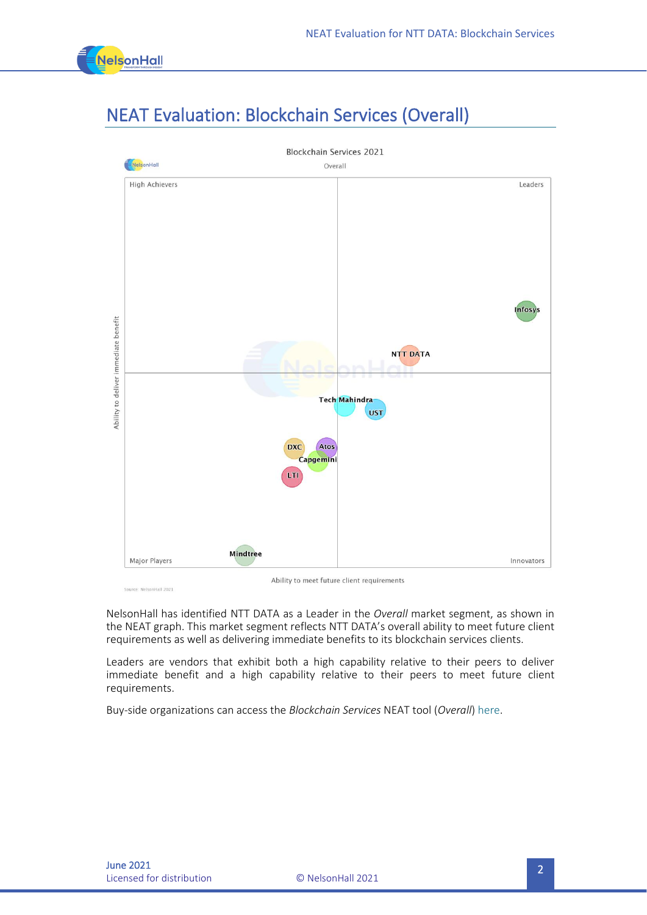## NEAT Evaluation: Blockchain Services (Overall)

Blockchain Services 2021

Overall

High Achievers | Leaders | Major Players | Innovators

Ability to deliver immediate benefit

Ability to meet future client requirements

Infosys, NTT DATA, Tech Mahindra, UST, DXC, Atos, Capgemini, LTI, Mindtree

Source: NelsonHall 2021

NelsonHall has identified NTT DATA as a Leader in the *Overall* market segment, as shown in the NEAT graph. This market segment reflects NTT DATA's overall ability to meet future client requirements as well as delivering immediate benefits to its blockchain services clients.

Leaders are vendors that exhibit both a high capability relative to their peers to deliver immediate benefit and a high capability relative to their peers to meet future client requirements.

Buy-side organizations can access the *Blockchain Services* NEAT tool (*Overall*) here.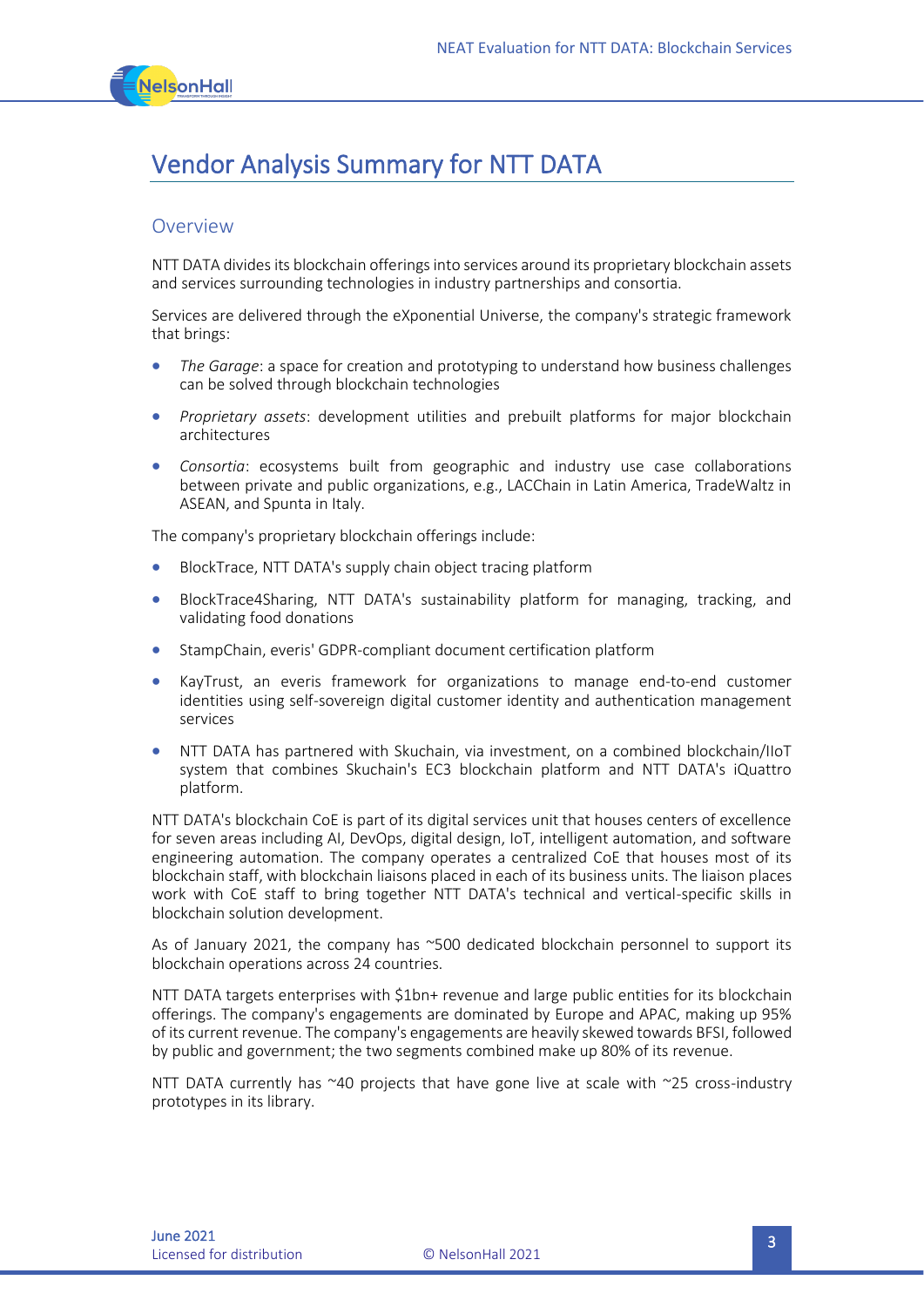# Vendor Analysis Summary for NTT DATA

## Overview

NTT DATA divides its blockchain offerings into services around its proprietary blockchain assets and services surrounding technologies in industry partnerships and consortia.

Services are delivered through the eXponential Universe, the company's strategic framework that brings:

- *The Garage*: a space for creation and prototyping to understand how business challenges can be solved through blockchain technologies
- *Proprietary assets*: development utilities and prebuilt platforms for major blockchain architectures
- *Consortia*: ecosystems built from geographic and industry use case collaborations between private and public organizations, e.g., LACChain in Latin America, TradeWaltz in ASEAN, and Spunta in Italy.

The company's proprietary blockchain offerings include:

- BlockTrace, NTT DATA's supply chain object tracing platform
- BlockTrace4Sharing, NTT DATA's sustainability platform for managing, tracking, and validating food donations
- StampChain, everis' GDPR-compliant document certification platform
- KayTrust, an everis framework for organizations to manage end-to-end customer identities using self-sovereign digital customer identity and authentication management services
- NTT DATA has partnered with Skuchain, via investment, on a combined blockchain/IIoT system that combines Skuchain's EC3 blockchain platform and NTT DATA's iQuattro platform.

NTT DATA's blockchain CoE is part of its digital services unit that houses centers of excellence for seven areas including AI, DevOps, digital design, IoT, intelligent automation, and software engineering automation. The company operates a centralized CoE that houses most of its blockchain staff, with blockchain liaisons placed in each of its business units. The liaison places work with CoE staff to bring together NTT DATA's technical and vertical-specific skills in blockchain solution development.

As of January 2021, the company has ~500 dedicated blockchain personnel to support its blockchain operations across 24 countries.

NTT DATA targets enterprises with $1bn+ revenue and large public entities for its blockchain offerings. The company's engagements are dominated by Europe and APAC, making up 95% of its current revenue. The company's engagements are heavily skewed towards BFSI, followed by public and government; the two segments combined make up 80% of its revenue.

NTT DATA currently has ~40 projects that have gone live at scale with ~25 cross-industry prototypes in its library.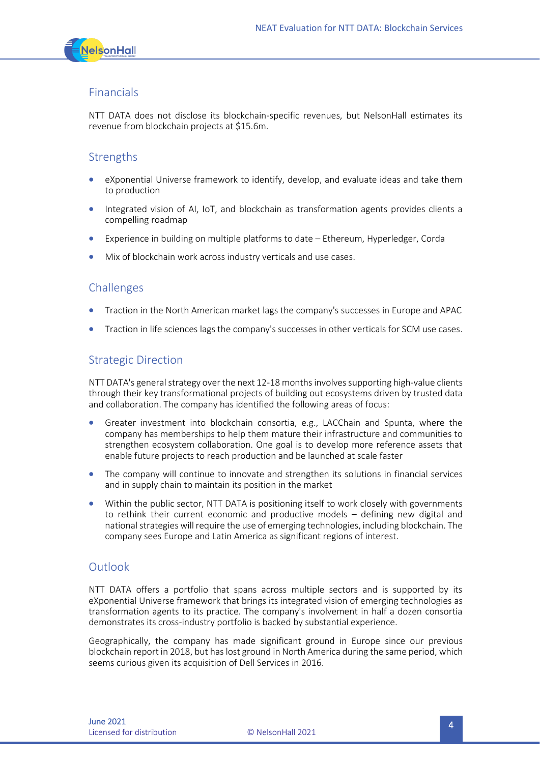## Financials

NTT DATA does not disclose its blockchain-specific revenues, but NelsonHall estimates its revenue from blockchain projects at $15.6m.

## Strengths

- eXponential Universe framework to identify, develop, and evaluate ideas and take them to production
- Integrated vision of AI, IoT, and blockchain as transformation agents provides clients a compelling roadmap
- Experience in building on multiple platforms to date – Ethereum, Hyperledger, Corda
- Mix of blockchain work across industry verticals and use cases.

## Challenges

- Traction in the North American market lags the company's successes in Europe and APAC
- Traction in life sciences lags the company's successes in other verticals for SCM use cases.

## Strategic Direction

NTT DATA's general strategy over the next 12-18 months involves supporting high-value clients through their key transformational projects of building out ecosystems driven by trusted data and collaboration. The company has identified the following areas of focus:

- Greater investment into blockchain consortia, e.g., LACChain and Spunta, where the company has memberships to help them mature their infrastructure and communities to strengthen ecosystem collaboration. One goal is to develop more reference assets that enable future projects to reach production and be launched at scale faster
- The company will continue to innovate and strengthen its solutions in financial services and in supply chain to maintain its position in the market
- Within the public sector, NTT DATA is positioning itself to work closely with governments to rethink their current economic and productive models – defining new digital and national strategies will require the use of emerging technologies, including blockchain. The company sees Europe and Latin America as significant regions of interest.

## Outlook

NTT DATA offers a portfolio that spans across multiple sectors and is supported by its eXponential Universe framework that brings its integrated vision of emerging technologies as transformation agents to its practice. The company's involvement in half a dozen consortia demonstrates its cross-industry portfolio is backed by substantial experience.

Geographically, the company has made significant ground in Europe since our previous blockchain report in 2018, but has lost ground in North America during the same period, which seems curious given its acquisition of Dell Services in 2016.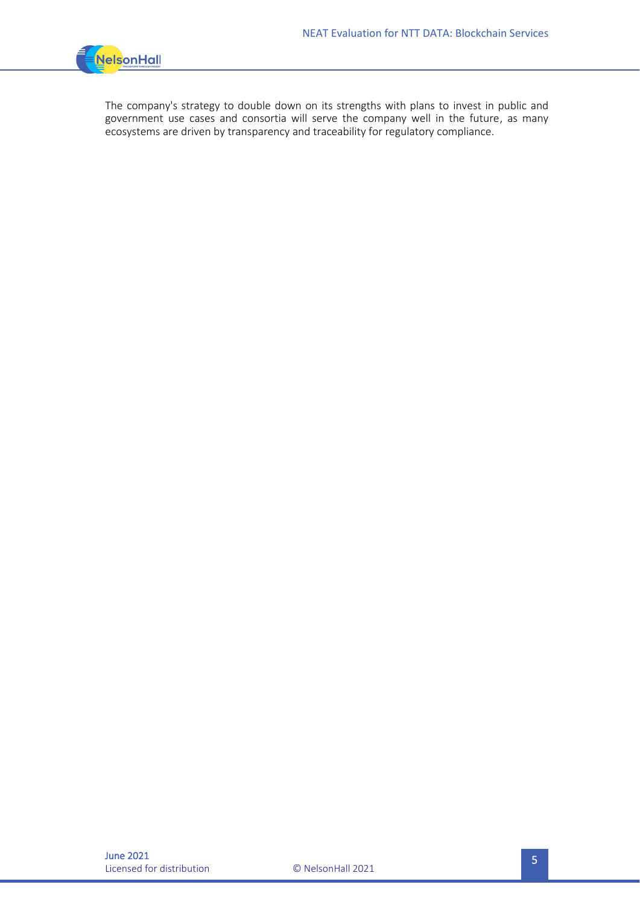The company's strategy to double down on its strengths with plans to invest in public and government use cases and consortia will serve the company well in the future, as many ecosystems are driven by transparency and traceability for regulatory compliance.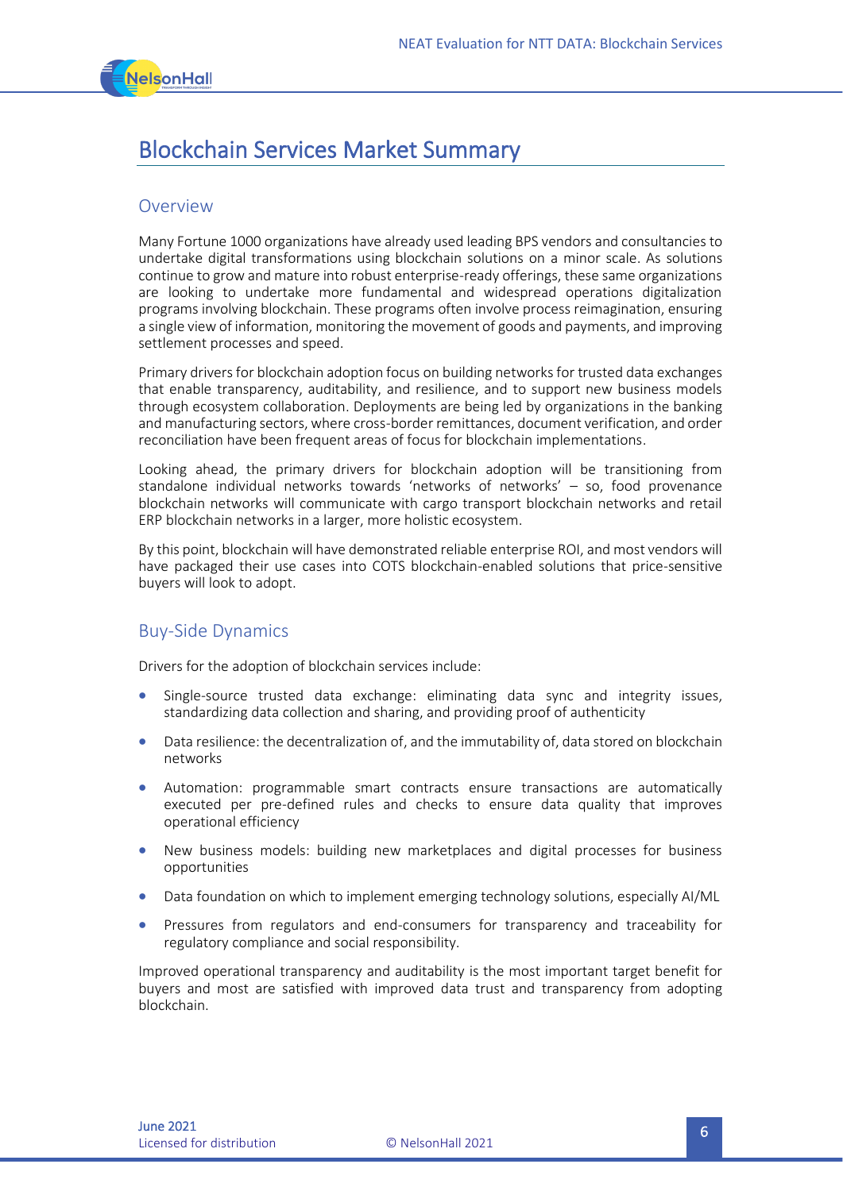# Blockchain Services Market Summary

## Overview

Many Fortune 1000 organizations have already used leading BPS vendors and consultancies to undertake digital transformations using blockchain solutions on a minor scale. As solutions continue to grow and mature into robust enterprise-ready offerings, these same organizations are looking to undertake more fundamental and widespread operations digitalization programs involving blockchain. These programs often involve process reimagination, ensuring a single view of information, monitoring the movement of goods and payments, and improving settlement processes and speed.

Primary drivers for blockchain adoption focus on building networks for trusted data exchanges that enable transparency, auditability, and resilience, and to support new business models through ecosystem collaboration. Deployments are being led by organizations in the banking and manufacturing sectors, where cross-border remittances, document verification, and order reconciliation have been frequent areas of focus for blockchain implementations.

Looking ahead, the primary drivers for blockchain adoption will be transitioning from standalone individual networks towards 'networks of networks' – so, food provenance blockchain networks will communicate with cargo transport blockchain networks and retail ERP blockchain networks in a larger, more holistic ecosystem.

By this point, blockchain will have demonstrated reliable enterprise ROI, and most vendors will have packaged their use cases into COTS blockchain-enabled solutions that price-sensitive buyers will look to adopt.

## Buy-Side Dynamics

Drivers for the adoption of blockchain services include:

- Single-source trusted data exchange: eliminating data sync and integrity issues, standardizing data collection and sharing, and providing proof of authenticity
- Data resilience: the decentralization of, and the immutability of, data stored on blockchain networks
- Automation: programmable smart contracts ensure transactions are automatically executed per pre-defined rules and checks to ensure data quality that improves operational efficiency
- New business models: building new marketplaces and digital processes for business opportunities
- Data foundation on which to implement emerging technology solutions, especially AI/ML
- Pressures from regulators and end-consumers for transparency and traceability for regulatory compliance and social responsibility.

Improved operational transparency and auditability is the most important target benefit for buyers and most are satisfied with improved data trust and transparency from adopting blockchain.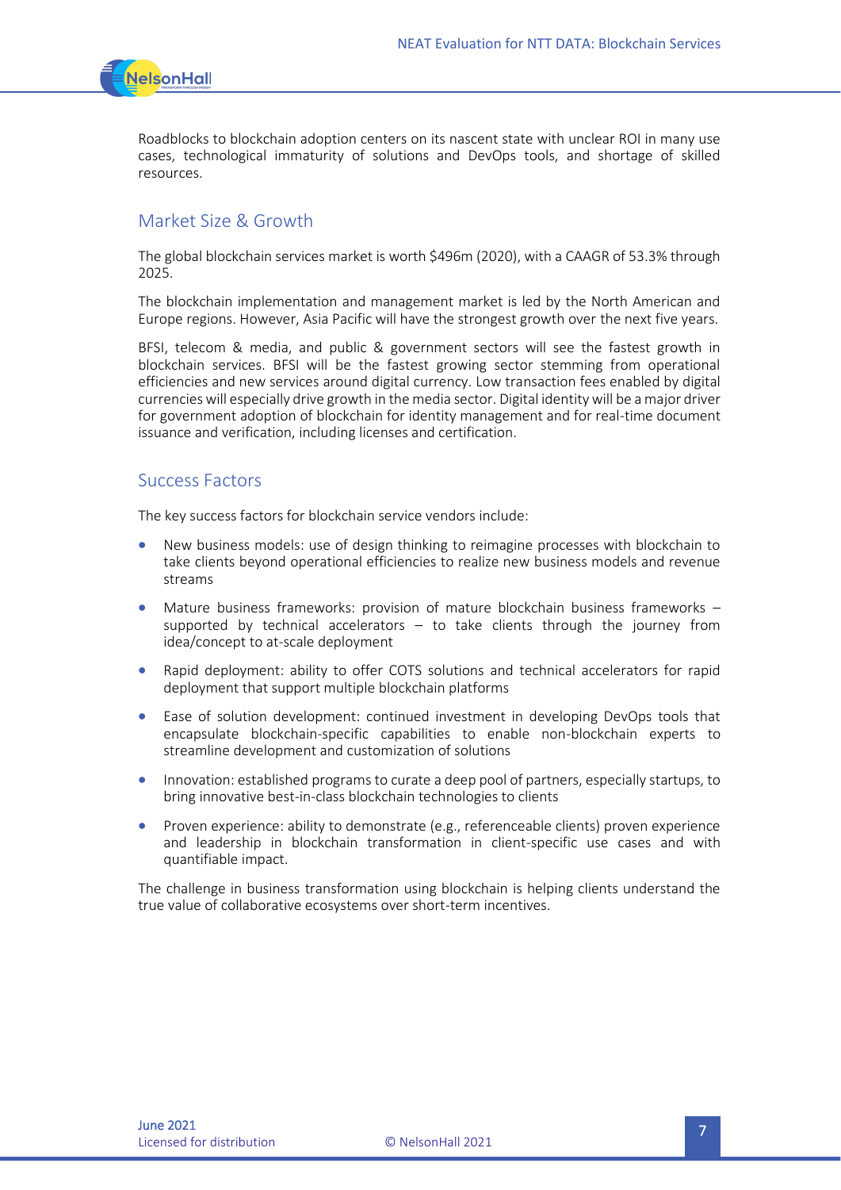Roadblocks to blockchain adoption centers on its nascent state with unclear ROI in many use cases, technological immaturity of solutions and DevOps tools, and shortage of skilled resources.

## Market Size & Growth

The global blockchain services market is worth $496m (2020), with a CAAGR of 53.3% through 2025.

The blockchain implementation and management market is led by the North American and Europe regions. However, Asia Pacific will have the strongest growth over the next five years.

BFSI, telecom & media, and public & government sectors will see the fastest growth in blockchain services. BFSI will be the fastest growing sector stemming from operational efficiencies and new services around digital currency. Low transaction fees enabled by digital currencies will especially drive growth in the media sector. Digital identity will be a major driver for government adoption of blockchain for identity management and for real-time document issuance and verification, including licenses and certification.

## Success Factors

The key success factors for blockchain service vendors include:

- New business models: use of design thinking to reimagine processes with blockchain to take clients beyond operational efficiencies to realize new business models and revenue streams
- Mature business frameworks: provision of mature blockchain business frameworks – supported by technical accelerators – to take clients through the journey from idea/concept to at-scale deployment
- Rapid deployment: ability to offer COTS solutions and technical accelerators for rapid deployment that support multiple blockchain platforms
- Ease of solution development: continued investment in developing DevOps tools that encapsulate blockchain-specific capabilities to enable non-blockchain experts to streamline development and customization of solutions
- Innovation: established programs to curate a deep pool of partners, especially startups, to bring innovative best-in-class blockchain technologies to clients
- Proven experience: ability to demonstrate (e.g., referenceable clients) proven experience and leadership in blockchain transformation in client-specific use cases and with quantifiable impact.

The challenge in business transformation using blockchain is helping clients understand the true value of collaborative ecosystems over short-term incentives.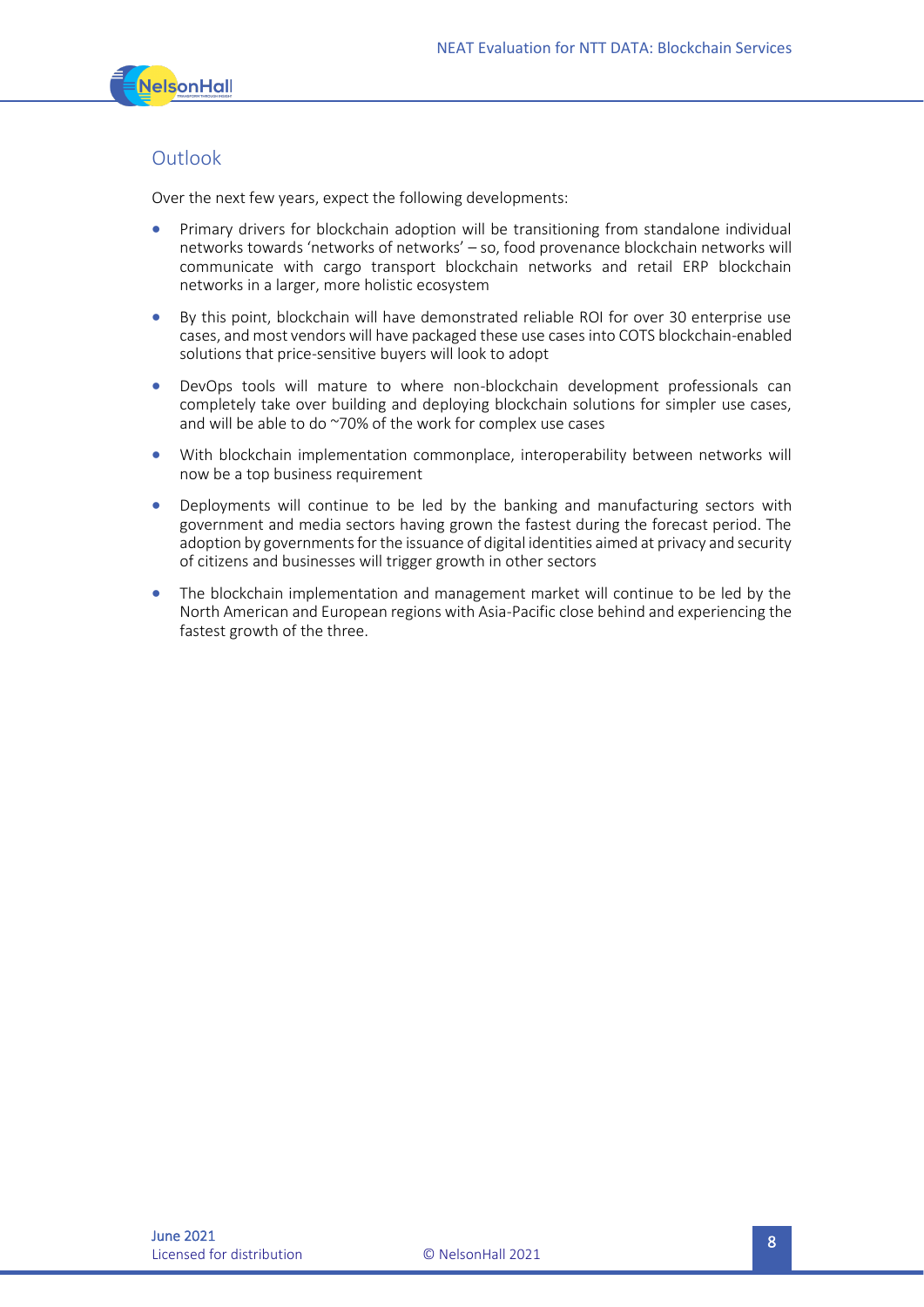## Outlook

Over the next few years, expect the following developments:

- Primary drivers for blockchain adoption will be transitioning from standalone individual networks towards 'networks of networks' – so, food provenance blockchain networks will communicate with cargo transport blockchain networks and retail ERP blockchain networks in a larger, more holistic ecosystem
- By this point, blockchain will have demonstrated reliable ROI for over 30 enterprise use cases, and most vendors will have packaged these use cases into COTS blockchain-enabled solutions that price-sensitive buyers will look to adopt
- DevOps tools will mature to where non-blockchain development professionals can completely take over building and deploying blockchain solutions for simpler use cases, and will be able to do ~70% of the work for complex use cases
- With blockchain implementation commonplace, interoperability between networks will now be a top business requirement
- Deployments will continue to be led by the banking and manufacturing sectors with government and media sectors having grown the fastest during the forecast period. The adoption by governments for the issuance of digital identities aimed at privacy and security of citizens and businesses will trigger growth in other sectors
- The blockchain implementation and management market will continue to be led by the North American and European regions with Asia-Pacific close behind and experiencing the fastest growth of the three.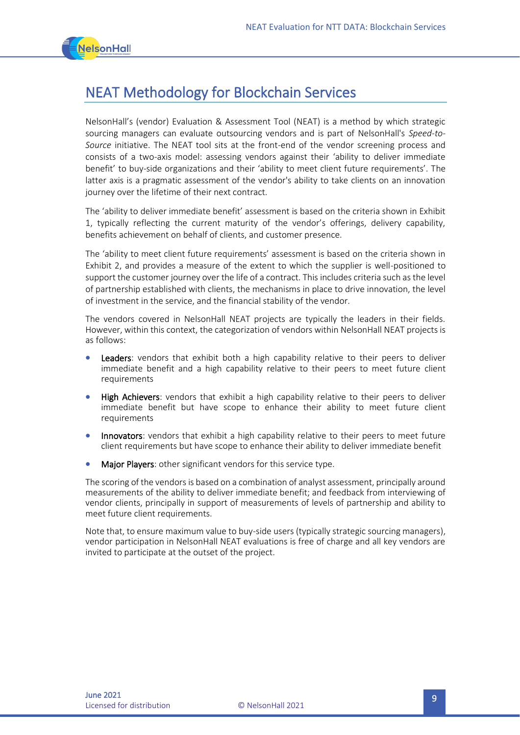# NEAT Methodology for Blockchain Services

NelsonHall's (vendor) Evaluation & Assessment Tool (NEAT) is a method by which strategic sourcing managers can evaluate outsourcing vendors and is part of NelsonHall's *Speed-to-Source* initiative. The NEAT tool sits at the front-end of the vendor screening process and consists of a two-axis model: assessing vendors against their 'ability to deliver immediate benefit' to buy-side organizations and their 'ability to meet client future requirements'. The latter axis is a pragmatic assessment of the vendor's ability to take clients on an innovation journey over the lifetime of their next contract.

The 'ability to deliver immediate benefit' assessment is based on the criteria shown in Exhibit 1, typically reflecting the current maturity of the vendor's offerings, delivery capability, benefits achievement on behalf of clients, and customer presence.

The 'ability to meet client future requirements' assessment is based on the criteria shown in Exhibit 2, and provides a measure of the extent to which the supplier is well-positioned to support the customer journey over the life of a contract. This includes criteria such as the level of partnership established with clients, the mechanisms in place to drive innovation, the level of investment in the service, and the financial stability of the vendor.

The vendors covered in NelsonHall NEAT projects are typically the leaders in their fields. However, within this context, the categorization of vendors within NelsonHall NEAT projects is as follows:

- **Leaders**: vendors that exhibit both a high capability relative to their peers to deliver immediate benefit and a high capability relative to their peers to meet future client requirements
- **High Achievers**: vendors that exhibit a high capability relative to their peers to deliver immediate benefit but have scope to enhance their ability to meet future client requirements
- **Innovators**: vendors that exhibit a high capability relative to their peers to meet future client requirements but have scope to enhance their ability to deliver immediate benefit
- **Major Players**: other significant vendors for this service type.

The scoring of the vendors is based on a combination of analyst assessment, principally around measurements of the ability to deliver immediate benefit; and feedback from interviewing of vendor clients, principally in support of measurements of levels of partnership and ability to meet future client requirements.

Note that, to ensure maximum value to buy-side users (typically strategic sourcing managers), vendor participation in NelsonHall NEAT evaluations is free of charge and all key vendors are invited to participate at the outset of the project.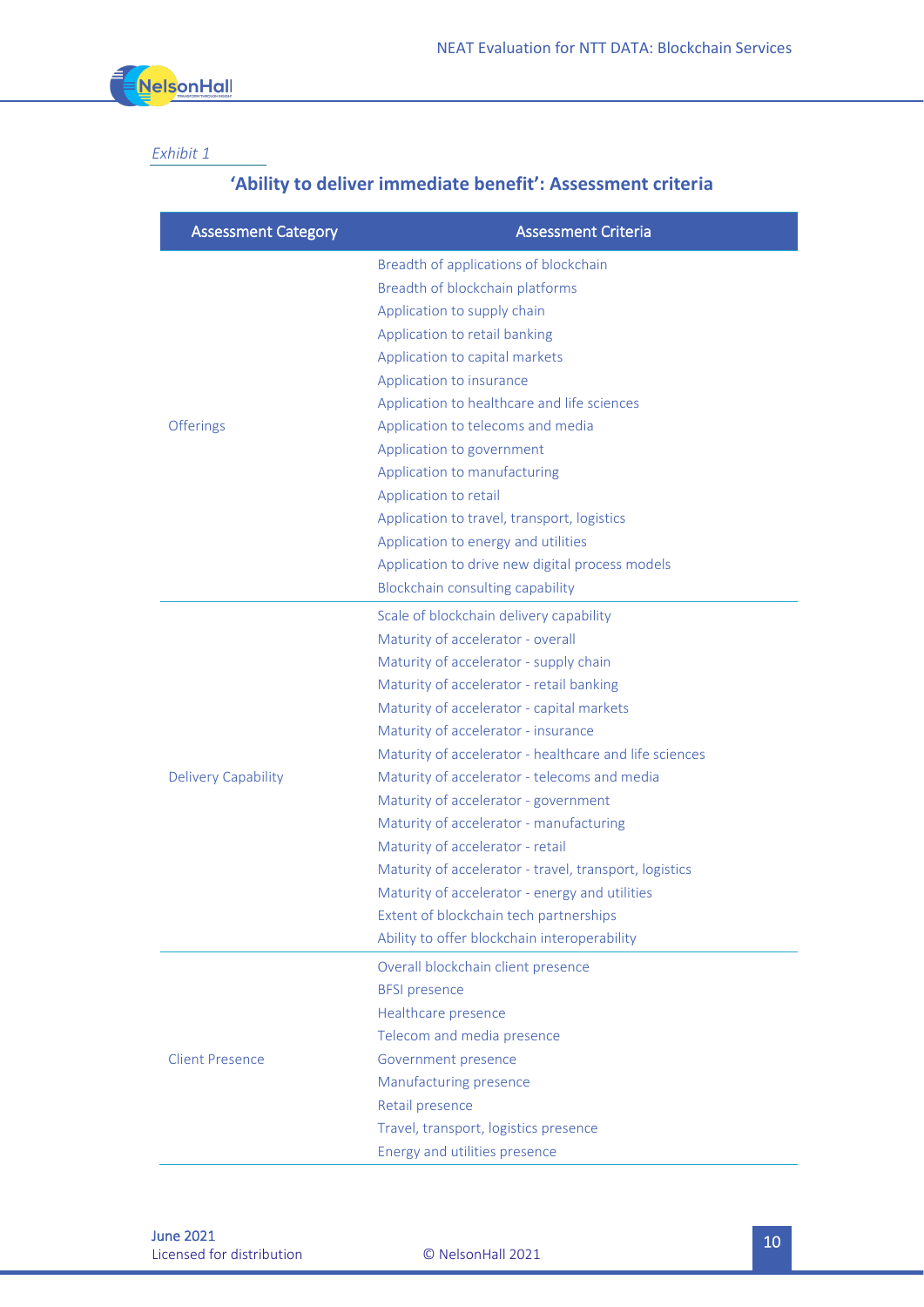*Exhibit 1*

## 'Ability to deliver immediate benefit': Assessment criteria

| Assessment Category | Assessment Criteria |
|---|---|
| Offerings | Breadth of applications of blockchain<br>Breadth of blockchain platforms<br>Application to supply chain<br>Application to retail banking<br>Application to capital markets<br>Application to insurance<br>Application to healthcare and life sciences<br>Application to telecoms and media<br>Application to government<br>Application to manufacturing<br>Application to retail<br>Application to travel, transport, logistics<br>Application to energy and utilities<br>Application to drive new digital process models<br>Blockchain consulting capability |
| Delivery Capability | Scale of blockchain delivery capability<br>Maturity of accelerator - overall<br>Maturity of accelerator - supply chain<br>Maturity of accelerator - retail banking<br>Maturity of accelerator - capital markets<br>Maturity of accelerator - insurance<br>Maturity of accelerator - healthcare and life sciences<br>Maturity of accelerator - telecoms and media<br>Maturity of accelerator - government<br>Maturity of accelerator - manufacturing<br>Maturity of accelerator - retail<br>Maturity of accelerator - travel, transport, logistics<br>Maturity of accelerator - energy and utilities<br>Extent of blockchain tech partnerships<br>Ability to offer blockchain interoperability |
| Client Presence | Overall blockchain client presence<br>BFSI presence<br>Healthcare presence<br>Telecom and media presence<br>Government presence<br>Manufacturing presence<br>Retail presence<br>Travel, transport, logistics presence<br>Energy and utilities presence |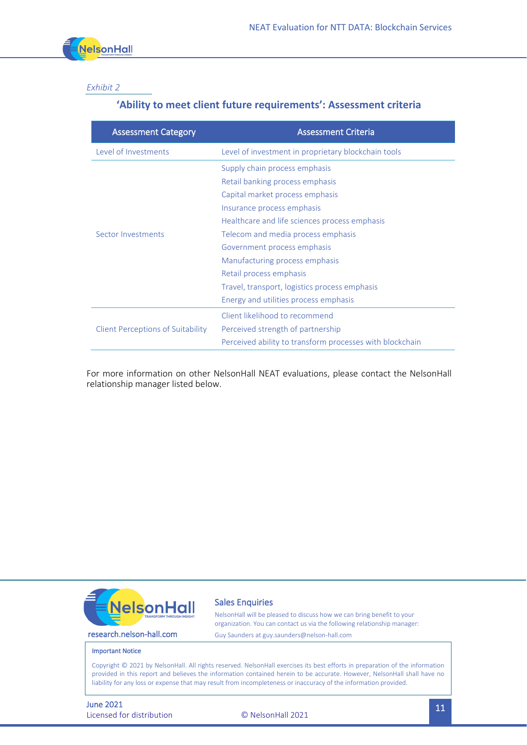*Exhibit 2*

## 'Ability to meet client future requirements': Assessment criteria

| Assessment Category | Assessment Criteria |
|---|---|
| Level of Investments | Level of investment in proprietary blockchain tools |
| Sector Investments | Supply chain process emphasis |
| | Retail banking process emphasis |
| | Capital market process emphasis |
| | Insurance process emphasis |
| | Healthcare and life sciences process emphasis |
| | Telecom and media process emphasis |
| | Government process emphasis |
| | Manufacturing process emphasis |
| | Retail process emphasis |
| | Travel, transport, logistics process emphasis |
| | Energy and utilities process emphasis |
| Client Perceptions of Suitability | Client likelihood to recommend |
| | Perceived strength of partnership |
| | Perceived ability to transform processes with blockchain |

For more information on other NelsonHall NEAT evaluations, please contact the NelsonHall relationship manager listed below.

research.nelson-hall.com

### Sales Enquiries

NelsonHall will be pleased to discuss how we can bring benefit to your organization. You can contact us via the following relationship manager:

Guy Saunders at guy.saunders@nelson-hall.com

**Important Notice**

Copyright © 2021 by NelsonHall. All rights reserved. NelsonHall exercises its best efforts in preparation of the information provided in this report and believes the information contained herein to be accurate. However, NelsonHall shall have no liability for any loss or expense that may result from incompleteness or inaccuracy of the information provided.

June 2021
Licensed for distribution